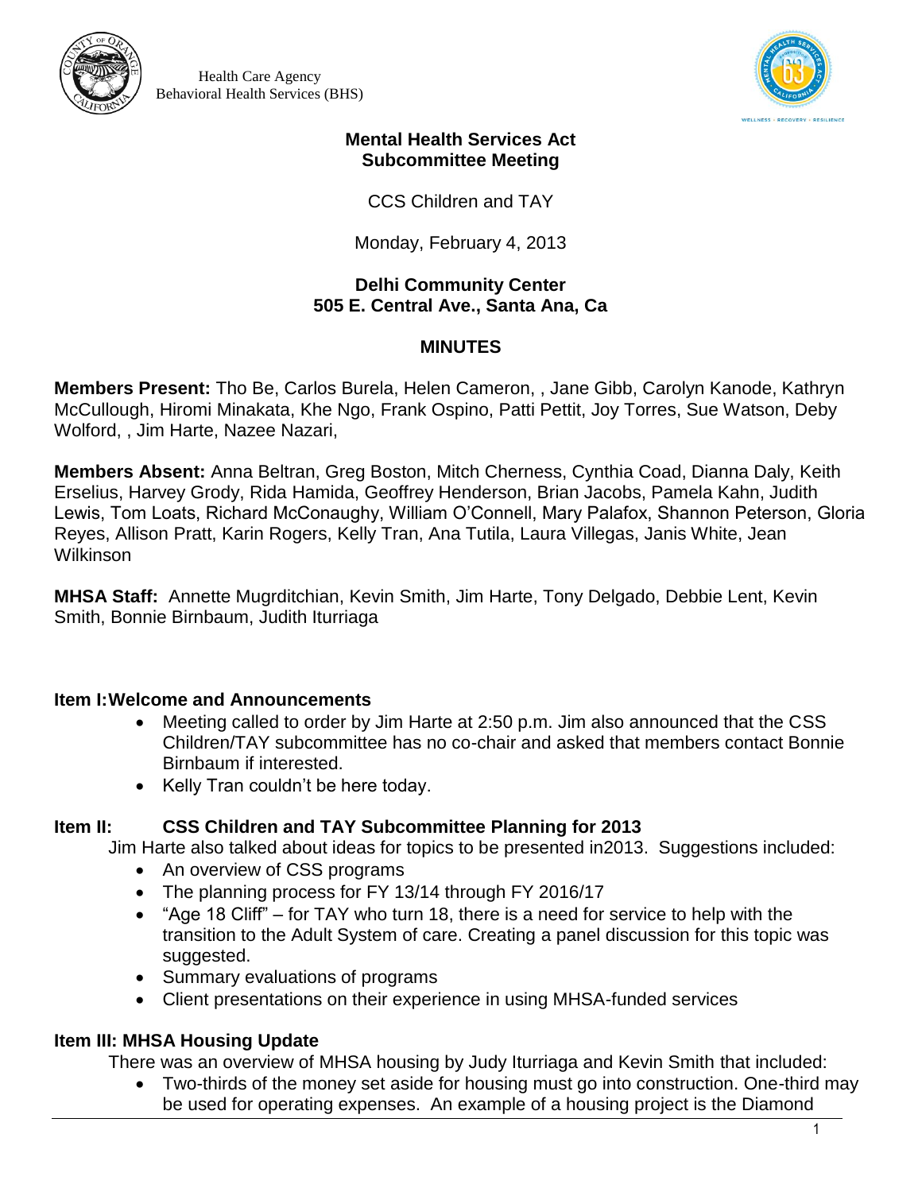Health Care Agency
Behavioral Health Services (BHS)

**Mental Health Services Act**
**Subcommittee Meeting**

CCS Children and TAY

Monday, February 4, 2013

**Delhi Community Center**
**505 E. Central Ave., Santa Ana, Ca**

**MINUTES**

**Members Present:** Tho Be, Carlos Burela, Helen Cameron, , Jane Gibb, Carolyn Kanode, Kathryn McCullough, Hiromi Minakata, Khe Ngo, Frank Ospino, Patti Pettit, Joy Torres, Sue Watson, Deby Wolford, , Jim Harte, Nazee Nazari,

**Members Absent:** Anna Beltran, Greg Boston, Mitch Cherness, Cynthia Coad, Dianna Daly, Keith Erselius, Harvey Grody, Rida Hamida, Geoffrey Henderson, Brian Jacobs, Pamela Kahn, Judith Lewis, Tom Loats, Richard McConaughy, William O'Connell, Mary Palafox, Shannon Peterson, Gloria Reyes, Allison Pratt, Karin Rogers, Kelly Tran, Ana Tutila, Laura Villegas, Janis White, Jean Wilkinson

**MHSA Staff:** Annette Mugrditchian, Kevin Smith, Jim Harte, Tony Delgado, Debbie Lent, Kevin Smith, Bonnie Birnbaum, Judith Iturriaga

## Item I: Welcome and Announcements

- Meeting called to order by Jim Harte at 2:50 p.m. Jim also announced that the CSS Children/TAY subcommittee has no co-chair and asked that members contact Bonnie Birnbaum if interested.
- Kelly Tran couldn't be here today.

## Item II: CSS Children and TAY Subcommittee Planning for 2013

Jim Harte also talked about ideas for topics to be presented in2013. Suggestions included:

- An overview of CSS programs
- The planning process for FY 13/14 through FY 2016/17
- "Age 18 Cliff" – for TAY who turn 18, there is a need for service to help with the transition to the Adult System of care. Creating a panel discussion for this topic was suggested.
- Summary evaluations of programs
- Client presentations on their experience in using MHSA-funded services

## Item III: MHSA Housing Update

There was an overview of MHSA housing by Judy Iturriaga and Kevin Smith that included:

- Two-thirds of the money set aside for housing must go into construction. One-third may be used for operating expenses. An example of a housing project is the Diamond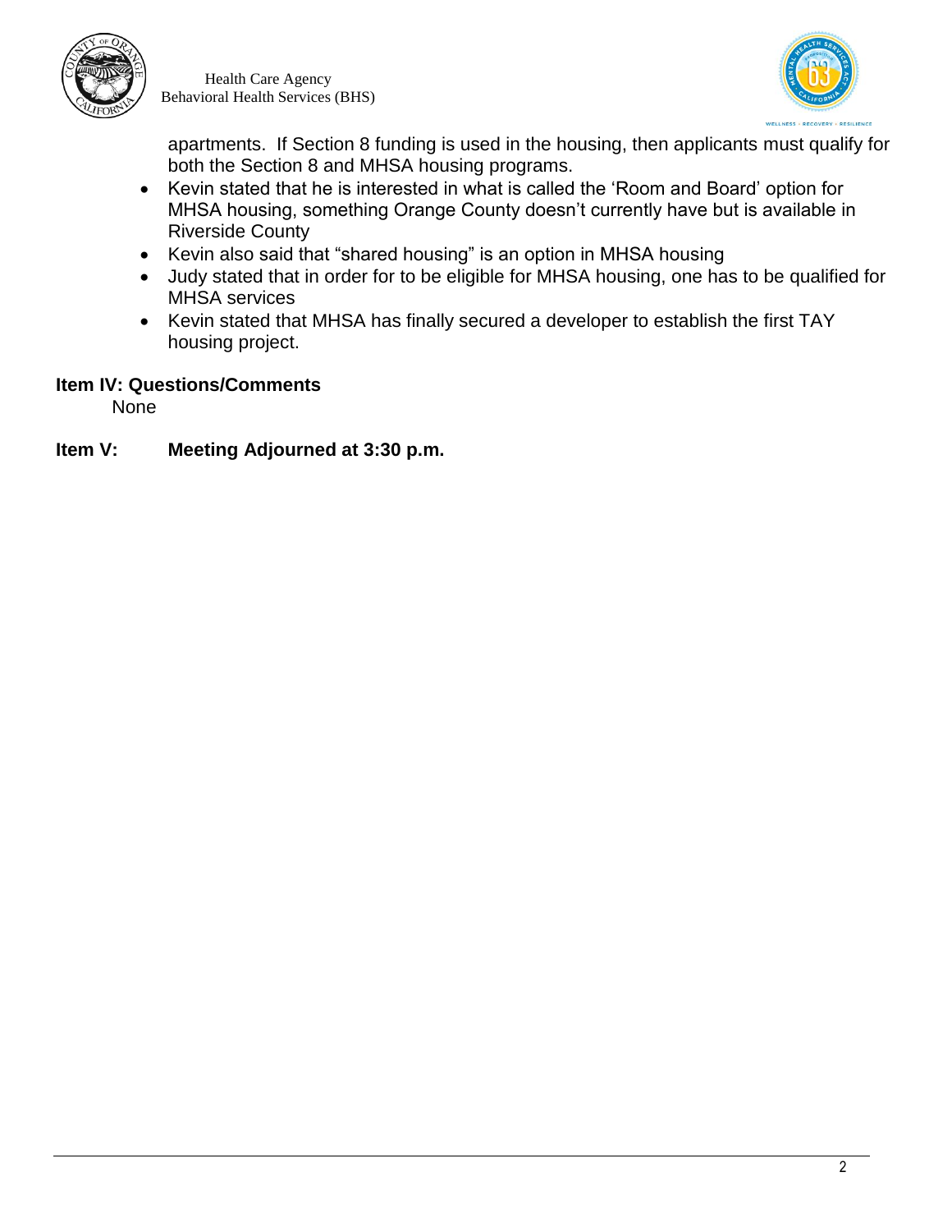apartments. If Section 8 funding is used in the housing, then applicants must qualify for both the Section 8 and MHSA housing programs.

- Kevin stated that he is interested in what is called the 'Room and Board' option for MHSA housing, something Orange County doesn't currently have but is available in Riverside County
- Kevin also said that "shared housing" is an option in MHSA housing
- Judy stated that in order for to be eligible for MHSA housing, one has to be qualified for MHSA services
- Kevin stated that MHSA has finally secured a developer to establish the first TAY housing project.

**Item IV: Questions/Comments**

None

**Item V: Meeting Adjourned at 3:30 p.m.**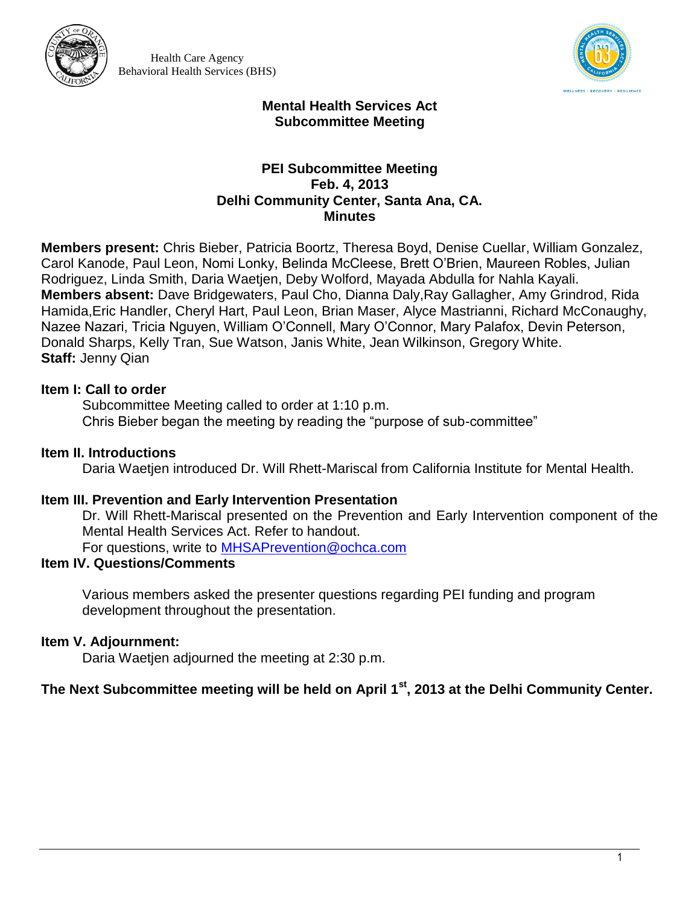Health Care Agency
Behavioral Health Services (BHS)

# Mental Health Services Act
## Subcommittee Meeting

### PEI Subcommittee Meeting
### Feb. 4, 2013
### Delhi Community Center, Santa Ana, CA.
### Minutes

**Members present:** Chris Bieber, Patricia Boortz, Theresa Boyd, Denise Cuellar, William Gonzalez, Carol Kanode, Paul Leon, Nomi Lonky, Belinda McCleese, Brett O'Brien, Maureen Robles, Julian Rodriguez, Linda Smith, Daria Waetjen, Deby Wolford, Mayada Abdulla for Nahla Kayali.
**Members absent:** Dave Bridgewaters, Paul Cho, Dianna Daly,Ray Gallagher, Amy Grindrod, Rida Hamida,Eric Handler, Cheryl Hart, Paul Leon, Brian Maser, Alyce Mastrianni, Richard McConaughy, Nazee Nazari, Tricia Nguyen, William O'Connell, Mary O'Connor, Mary Palafox, Devin Peterson, Donald Sharps, Kelly Tran, Sue Watson, Janis White, Jean Wilkinson, Gregory White.
**Staff:** Jenny Qian

**Item I: Call to order**

Subcommittee Meeting called to order at 1:10 p.m.
Chris Bieber began the meeting by reading the "purpose of sub-committee"

**Item II. Introductions**

Daria Waetjen introduced Dr. Will Rhett-Mariscal from California Institute for Mental Health.

**Item III. Prevention and Early Intervention Presentation**

Dr. Will Rhett-Mariscal presented on the Prevention and Early Intervention component of the Mental Health Services Act. Refer to handout.
For questions, write to MHSAPrevention@ochca.com

**Item IV. Questions/Comments**

Various members asked the presenter questions regarding PEI funding and program development throughout the presentation.

**Item V. Adjournment:**

Daria Waetjen adjourned the meeting at 2:30 p.m.

**The Next Subcommittee meeting will be held on April 1st, 2013 at the Delhi Community Center.**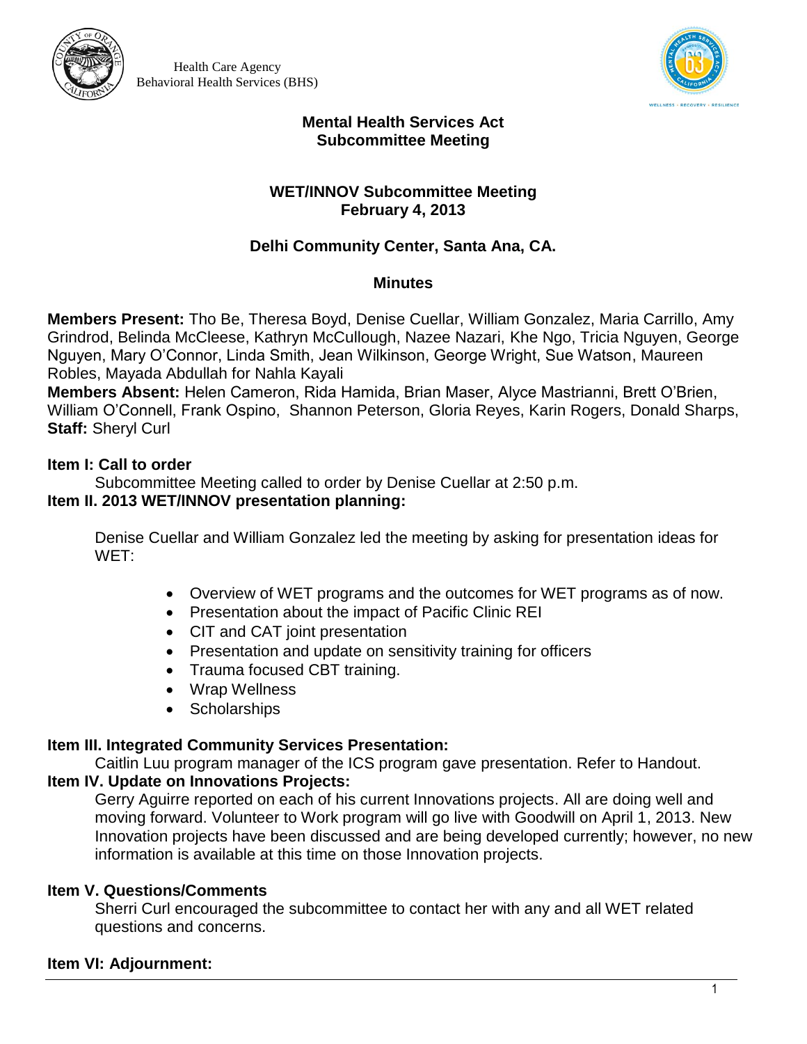Health Care Agency
Behavioral Health Services (BHS)

**Mental Health Services Act**
**Subcommittee Meeting**

**WET/INNOV Subcommittee Meeting**
**February 4, 2013**

**Delhi Community Center, Santa Ana, CA.**

**Minutes**

**Members Present:** Tho Be, Theresa Boyd, Denise Cuellar, William Gonzalez, Maria Carrillo, Amy Grindrod, Belinda McCleese, Kathryn McCullough, Nazee Nazari, Khe Ngo, Tricia Nguyen, George Nguyen, Mary O'Connor, Linda Smith, Jean Wilkinson, George Wright, Sue Watson, Maureen Robles, Mayada Abdullah for Nahla Kayali
**Members Absent:** Helen Cameron, Rida Hamida, Brian Maser, Alyce Mastrianni, Brett O'Brien, William O'Connell, Frank Ospino, Shannon Peterson, Gloria Reyes, Karin Rogers, Donald Sharps,
**Staff:** Sheryl Curl

**Item I: Call to order**

Subcommittee Meeting called to order by Denise Cuellar at 2:50 p.m.

**Item II. 2013 WET/INNOV presentation planning:**

Denise Cuellar and William Gonzalez led the meeting by asking for presentation ideas for WET:

- Overview of WET programs and the outcomes for WET programs as of now.
- Presentation about the impact of Pacific Clinic REI
- CIT and CAT joint presentation
- Presentation and update on sensitivity training for officers
- Trauma focused CBT training.
- Wrap Wellness
- Scholarships

**Item III. Integrated Community Services Presentation:**

Caitlin Luu program manager of the ICS program gave presentation. Refer to Handout.

**Item IV. Update on Innovations Projects:**

Gerry Aguirre reported on each of his current Innovations projects. All are doing well and moving forward. Volunteer to Work program will go live with Goodwill on April 1, 2013. New Innovation projects have been discussed and are being developed currently; however, no new information is available at this time on those Innovation projects.

**Item V. Questions/Comments**

Sherri Curl encouraged the subcommittee to contact her with any and all WET related questions and concerns.

**Item VI: Adjournment:**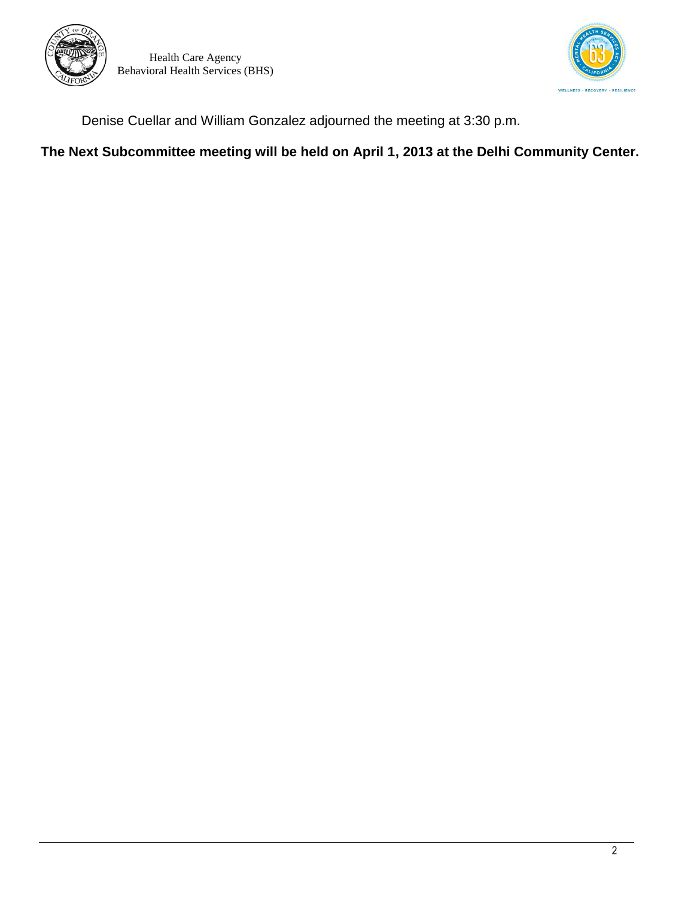Denise Cuellar and William Gonzalez adjourned the meeting at 3:30 p.m.

**The Next Subcommittee meeting will be held on April 1, 2013 at the Delhi Community Center.**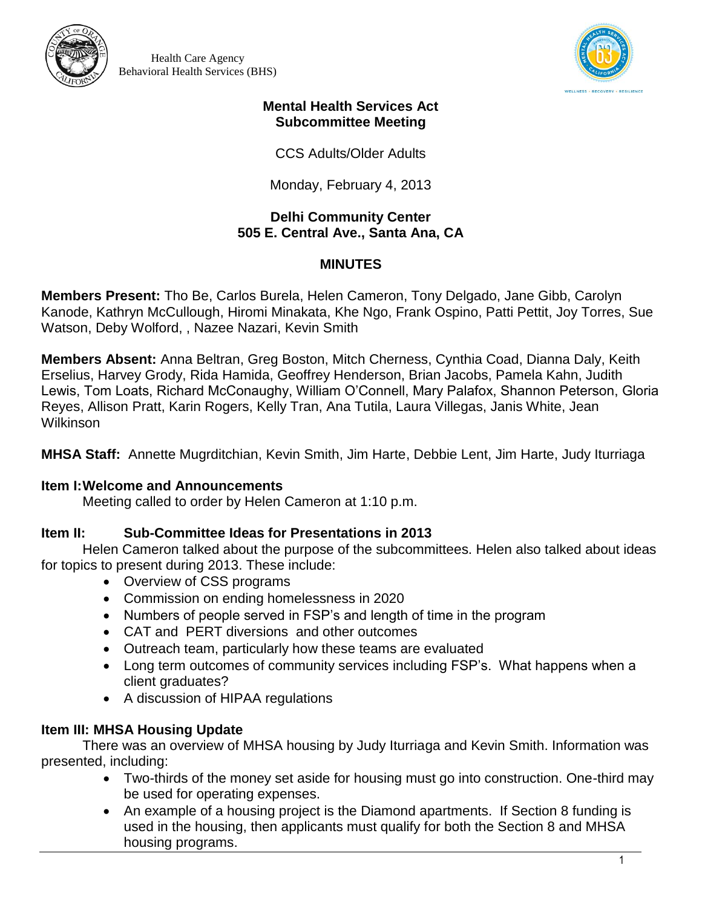Health Care Agency
Behavioral Health Services (BHS)

**Mental Health Services Act**
**Subcommittee Meeting**

CCS Adults/Older Adults

Monday, February 4, 2013

**Delhi Community Center**
**505 E. Central Ave., Santa Ana, CA**

## MINUTES

**Members Present:** Tho Be, Carlos Burela, Helen Cameron, Tony Delgado, Jane Gibb, Carolyn Kanode, Kathryn McCullough, Hiromi Minakata, Khe Ngo, Frank Ospino, Patti Pettit, Joy Torres, Sue Watson, Deby Wolford, , Nazee Nazari, Kevin Smith

**Members Absent:** Anna Beltran, Greg Boston, Mitch Cherness, Cynthia Coad, Dianna Daly, Keith Erselius, Harvey Grody, Rida Hamida, Geoffrey Henderson, Brian Jacobs, Pamela Kahn, Judith Lewis, Tom Loats, Richard McConaughy, William O'Connell, Mary Palafox, Shannon Peterson, Gloria Reyes, Allison Pratt, Karin Rogers, Kelly Tran, Ana Tutila, Laura Villegas, Janis White, Jean Wilkinson

**MHSA Staff:** Annette Mugrditchian, Kevin Smith, Jim Harte, Debbie Lent, Jim Harte, Judy Iturriaga

**Item I: Welcome and Announcements**

Meeting called to order by Helen Cameron at 1:10 p.m.

**Item II: Sub-Committee Ideas for Presentations in 2013**

Helen Cameron talked about the purpose of the subcommittees. Helen also talked about ideas for topics to present during 2013. These include:

- Overview of CSS programs
- Commission on ending homelessness in 2020
- Numbers of people served in FSP's and length of time in the program
- CAT and PERT diversions and other outcomes
- Outreach team, particularly how these teams are evaluated
- Long term outcomes of community services including FSP's. What happens when a client graduates?
- A discussion of HIPAA regulations

**Item III: MHSA Housing Update**

There was an overview of MHSA housing by Judy Iturriaga and Kevin Smith. Information was presented, including:

- Two-thirds of the money set aside for housing must go into construction. One-third may be used for operating expenses.
- An example of a housing project is the Diamond apartments. If Section 8 funding is used in the housing, then applicants must qualify for both the Section 8 and MHSA housing programs.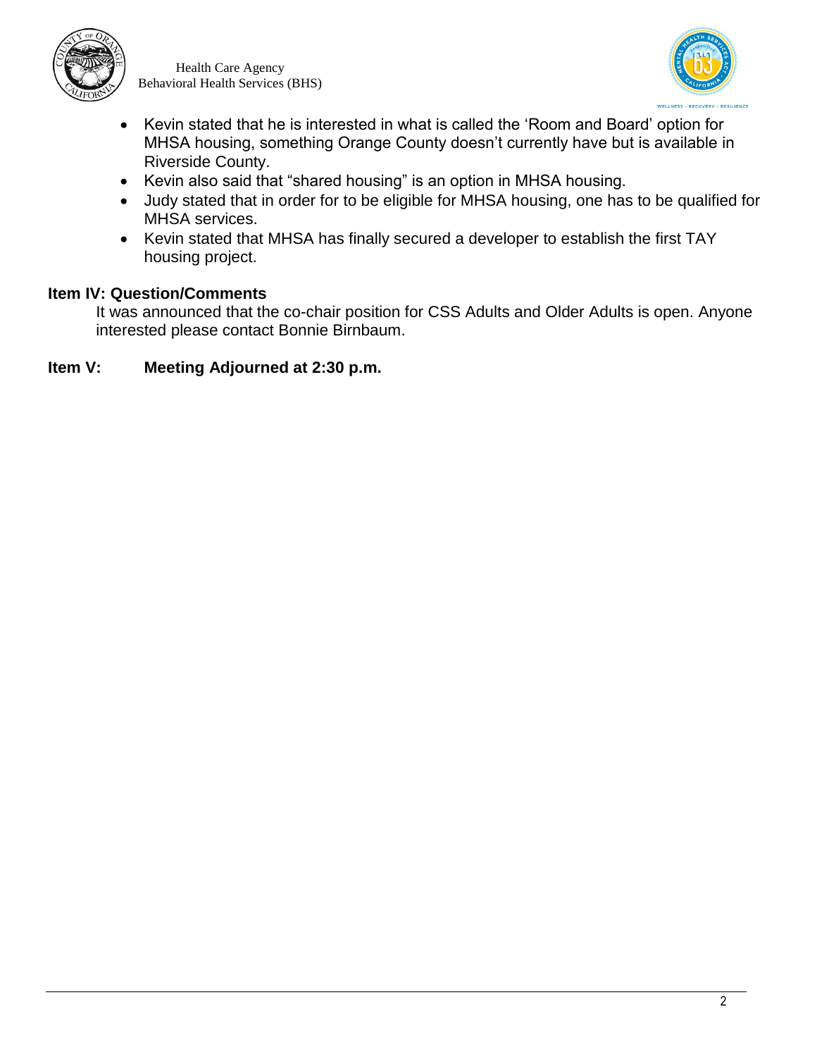- Kevin stated that he is interested in what is called the 'Room and Board' option for MHSA housing, something Orange County doesn't currently have but is available in Riverside County.
- Kevin also said that "shared housing" is an option in MHSA housing.
- Judy stated that in order for to be eligible for MHSA housing, one has to be qualified for MHSA services.
- Kevin stated that MHSA has finally secured a developer to establish the first TAY housing project.

**Item IV: Question/Comments**

It was announced that the co-chair position for CSS Adults and Older Adults is open. Anyone interested please contact Bonnie Birnbaum.

**Item V: Meeting Adjourned at 2:30 p.m.**